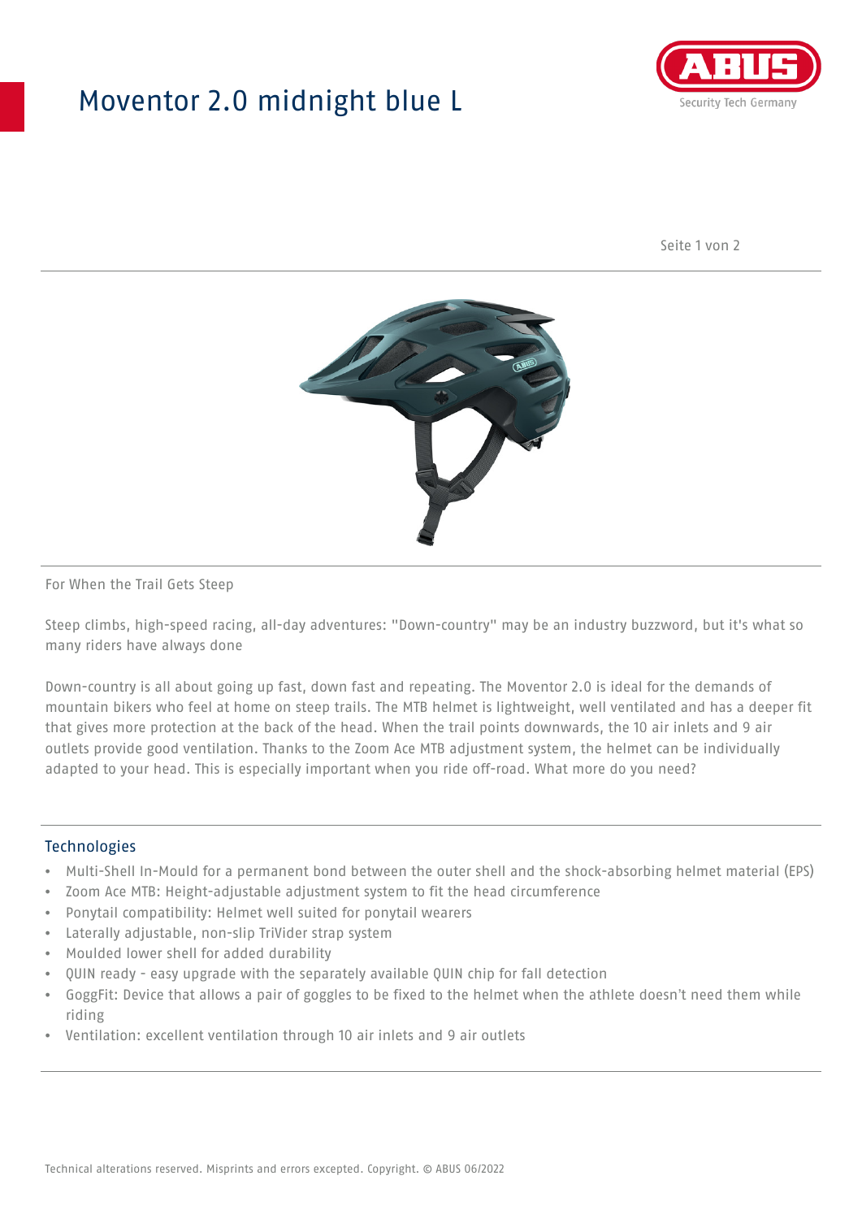# Moventor 2.0 midnight blue L

For When the Trail Gets Steep

Steep climbs, high-speed racing, all-day adventures: "Down-country" may be an industry buzzword, but it's what so many riders have always done

Down-country is all about going up fast, down fast and repeating. The Moventor 2.0 is ideal for the demands of mountain bikers who feel at home on steep trails. The MTB helmet is lightweight, well ventilated and has a deeper fit that gives more protection at the back of the head. When the trail points downwards, the 10 air inlets and 9 air outlets provide good ventilation. Thanks to the Zoom Ace MTB adjustment system, the helmet can be individually adapted to your head. This is especially important when you ride off-road. What more do you need?

## Technologies

- Multi-Shell In-Mould for a permanent bond between the outer shell and the shock-absorbing helmet material (EPS)
- Zoom Ace MTB: Height-adjustable adjustment system to fit the head circumference
- Ponytail compatibility: Helmet well suited for ponytail wearers
- Laterally adjustable, non-slip TriVider strap system
- Moulded lower shell for added durability
- QUIN ready - easy upgrade with the separately available QUIN chip for fall detection
- GoggFit: Device that allows a pair of goggles to be fixed to the helmet when the athlete doesn't need them while riding
- Ventilation: excellent ventilation through 10 air inlets and 9 air outlets

Technical alterations reserved. Misprints and errors excepted. Copyright. © ABUS 06/2022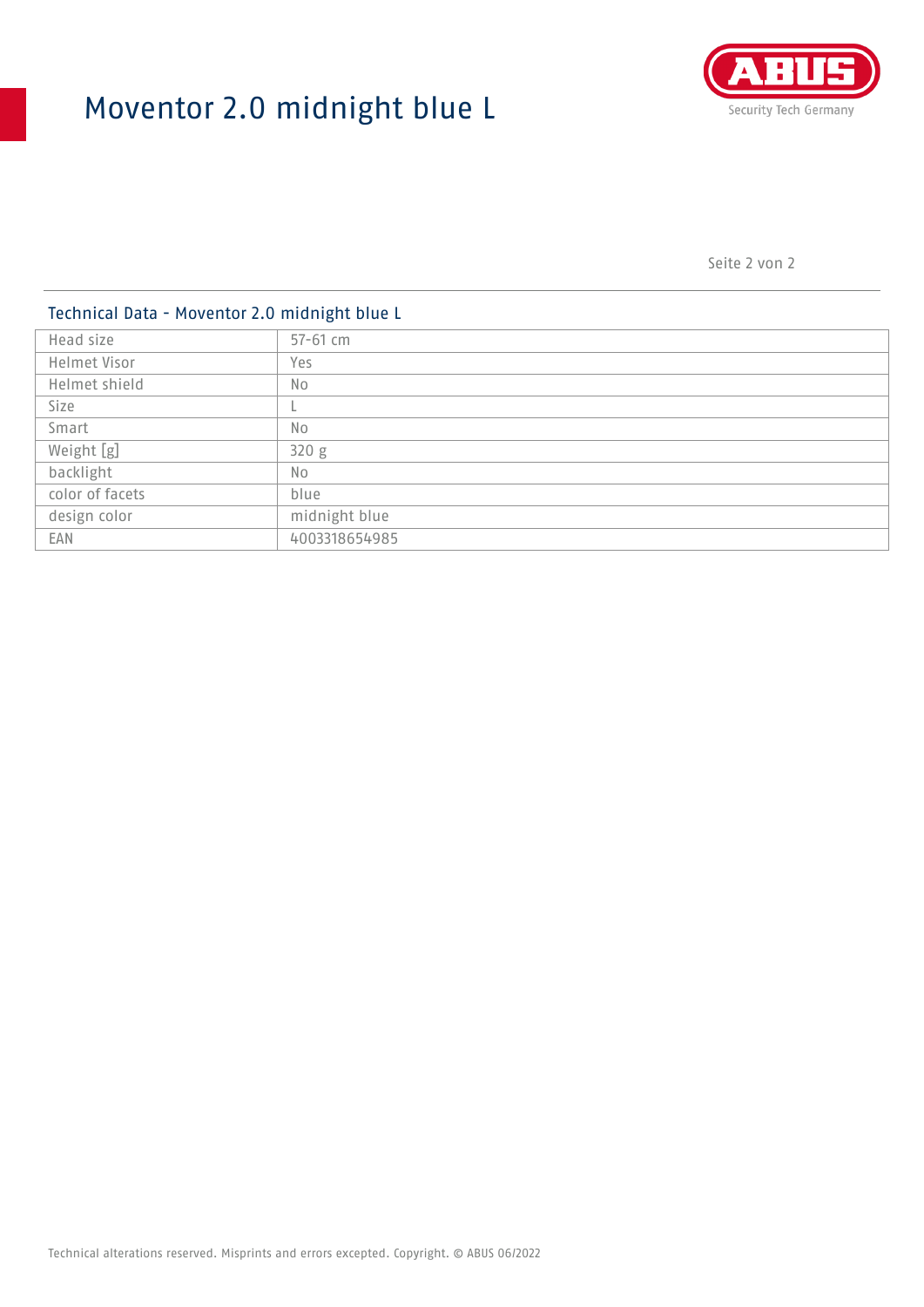# Moventor 2.0 midnight blue L

## Technical Data - Moventor 2.0 midnight blue L

| | |
|---|---|
| Head size | 57-61 cm |
| Helmet Visor | Yes |
| Helmet shield | No |
| Size | L |
| Smart | No |
| Weight [g] | 320 g |
| backlight | No |
| color of facets | blue |
| design color | midnight blue |
| EAN | 4003318654985 |

Technical alterations reserved. Misprints and errors excepted. Copyright. © ABUS 06/2022